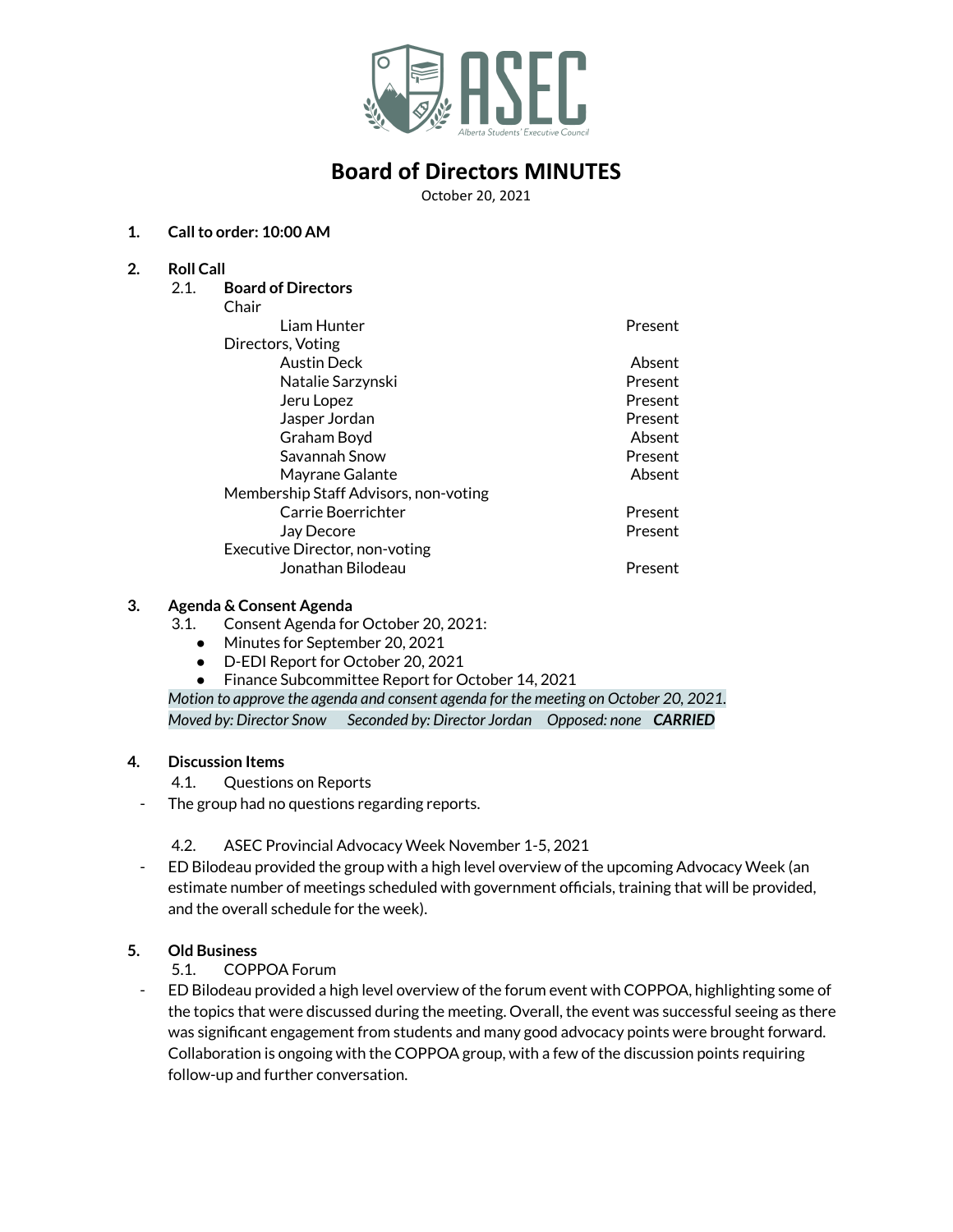# Board of Directors MINUTES

October 20, 2021

1. **Call to order: 10:00 AM**

2. **Roll Call**

   2.1. **Board of Directors**

| Role | Name | Status |
|---|---|---|
| Chair | | |
| | Liam Hunter | Present |
| Directors, Voting | | |
| | Austin Deck | Absent |
| | Natalie Sarzynski | Present |
| | Jeru Lopez | Present |
| | Jasper Jordan | Present |
| | Graham Boyd | Absent |
| | Savannah Snow | Present |
| | Mayrane Galante | Absent |
| Membership Staff Advisors, non-voting | | |
| | Carrie Boerrichter | Present |
| | Jay Decore | Present |
| Executive Director, non-voting | | |
| | Jonathan Bilodeau | Present |

3. **Agenda & Consent Agenda**

   3.1. Consent Agenda for October 20, 2021:
   - Minutes for September 20, 2021
   - D-EDI Report for October 20, 2021
   - Finance Subcommittee Report for October 14, 2021

*Motion to approve the agenda and consent agenda for the meeting on October 20, 2021.*
*Moved by: Director Snow Seconded by: Director Jordan Opposed: none* ***CARRIED***

4. **Discussion Items**

   4.1. Questions on Reports

- The group had no questions regarding reports.

   4.2. ASEC Provincial Advocacy Week November 1-5, 2021

- ED Bilodeau provided the group with a high level overview of the upcoming Advocacy Week (an estimate number of meetings scheduled with government officials, training that will be provided, and the overall schedule for the week).

5. **Old Business**

   5.1. COPPOA Forum

- ED Bilodeau provided a high level overview of the forum event with COPPOA, highlighting some of the topics that were discussed during the meeting. Overall, the event was successful seeing as there was significant engagement from students and many good advocacy points were brought forward. Collaboration is ongoing with the COPPOA group, with a few of the discussion points requiring follow-up and further conversation.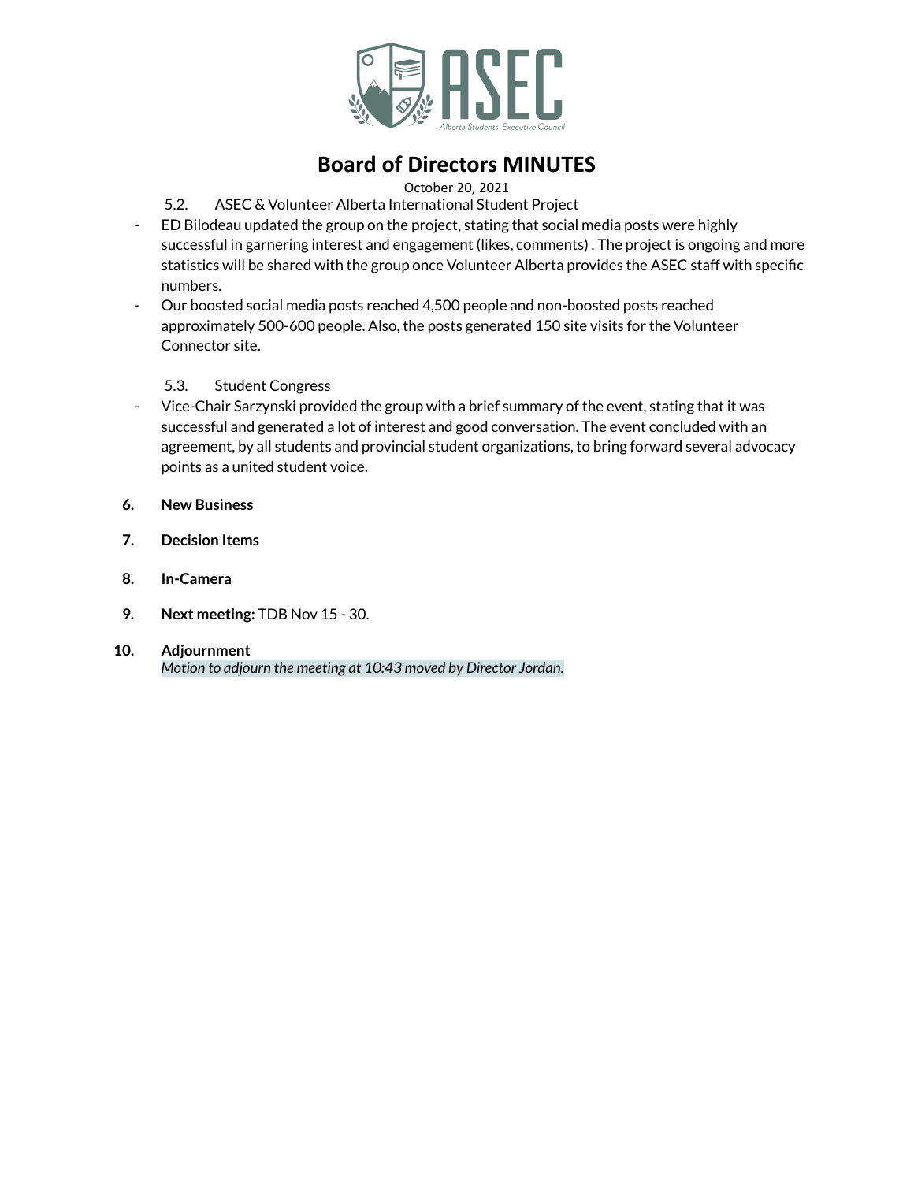# Board of Directors MINUTES

October 20, 2021

5.2. ASEC & Volunteer Alberta International Student Project

- ED Bilodeau updated the group on the project, stating that social media posts were highly successful in garnering interest and engagement (likes, comments) . The project is ongoing and more statistics will be shared with the group once Volunteer Alberta provides the ASEC staff with specific numbers.
- Our boosted social media posts reached 4,500 people and non-boosted posts reached approximately 500-600 people. Also, the posts generated 150 site visits for the Volunteer Connector site.

5.3. Student Congress

- Vice-Chair Sarzynski provided the group with a brief summary of the event, stating that it was successful and generated a lot of interest and good conversation. The event concluded with an agreement, by all students and provincial student organizations, to bring forward several advocacy points as a united student voice.

6. **New Business**

7. **Decision Items**

8. **In-Camera**

9. **Next meeting:** TDB Nov 15 - 30.

10. **Adjournment**

    *Motion to adjourn the meeting at 10:43 moved by Director Jordan.*